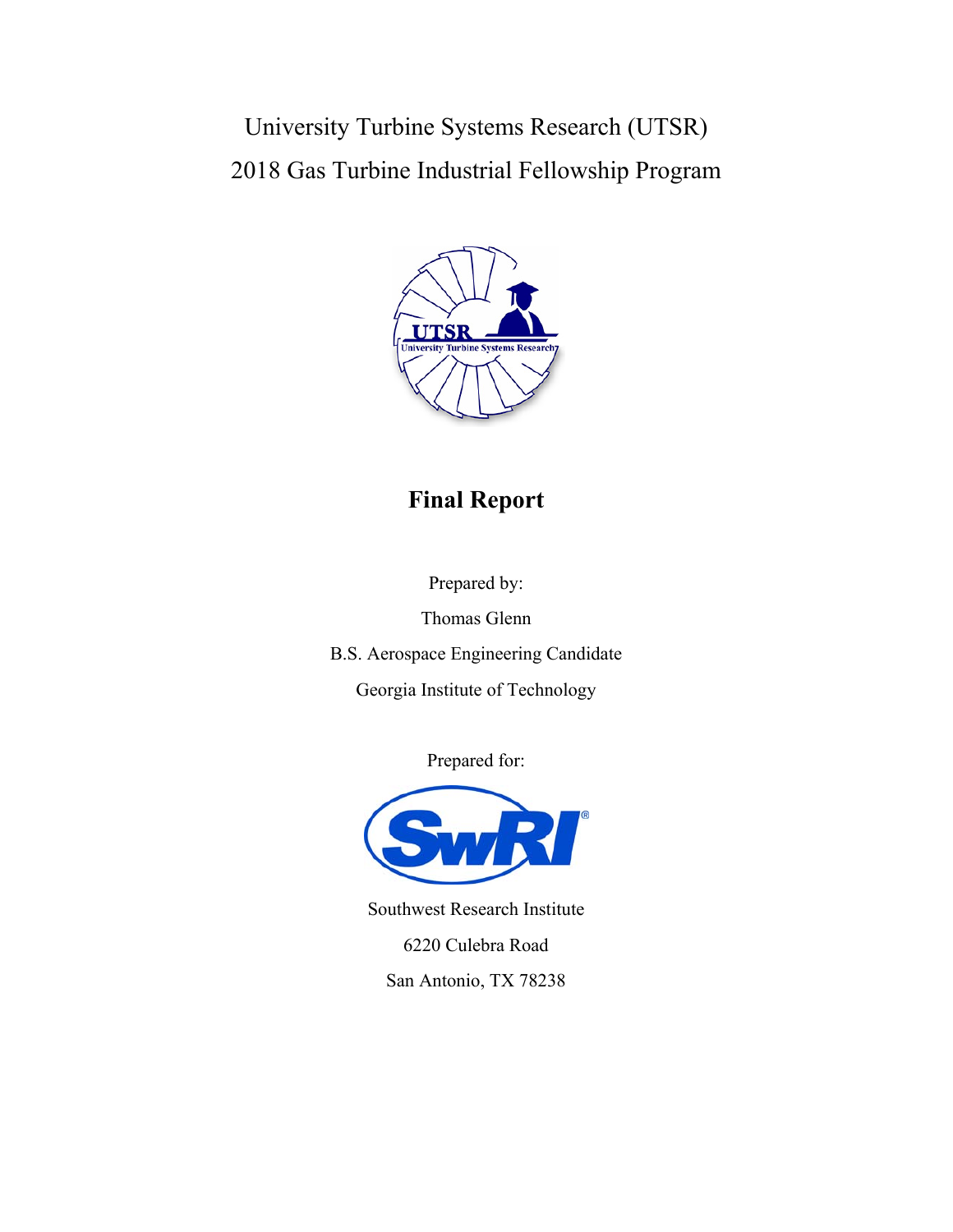University Turbine Systems Research (UTSR)

2018 Gas Turbine Industrial Fellowship Program

# Final Report

Prepared by:

Thomas Glenn

B.S. Aerospace Engineering Candidate

Georgia Institute of Technology

Prepared for:

Southwest Research Institute

6220 Culebra Road

San Antonio, TX 78238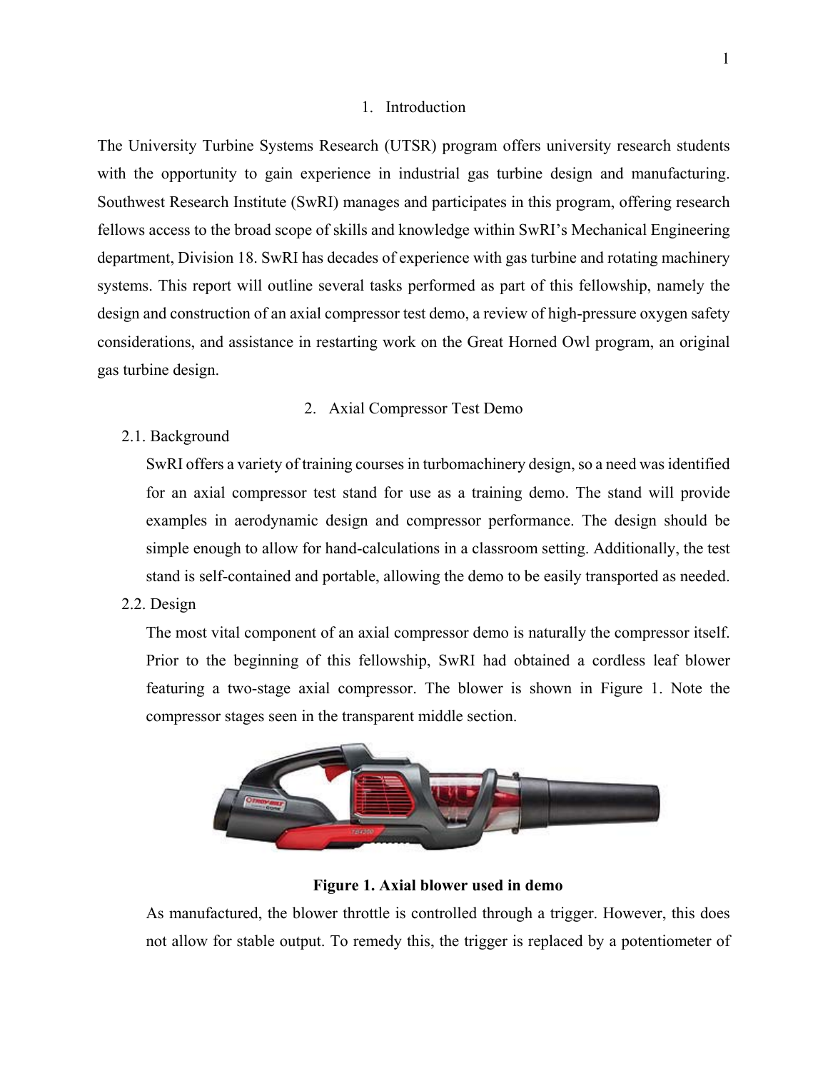# 1. Introduction

The University Turbine Systems Research (UTSR) program offers university research students with the opportunity to gain experience in industrial gas turbine design and manufacturing. Southwest Research Institute (SwRI) manages and participates in this program, offering research fellows access to the broad scope of skills and knowledge within SwRI's Mechanical Engineering department, Division 18. SwRI has decades of experience with gas turbine and rotating machinery systems. This report will outline several tasks performed as part of this fellowship, namely the design and construction of an axial compressor test demo, a review of high-pressure oxygen safety considerations, and assistance in restarting work on the Great Horned Owl program, an original gas turbine design.

# 2. Axial Compressor Test Demo

## 2.1. Background

SwRI offers a variety of training courses in turbomachinery design, so a need was identified for an axial compressor test stand for use as a training demo. The stand will provide examples in aerodynamic design and compressor performance. The design should be simple enough to allow for hand-calculations in a classroom setting. Additionally, the test stand is self-contained and portable, allowing the demo to be easily transported as needed.

## 2.2. Design

The most vital component of an axial compressor demo is naturally the compressor itself. Prior to the beginning of this fellowship, SwRI had obtained a cordless leaf blower featuring a two-stage axial compressor. The blower is shown in Figure 1. Note the compressor stages seen in the transparent middle section.

**Figure 1. Axial blower used in demo**

As manufactured, the blower throttle is controlled through a trigger. However, this does not allow for stable output. To remedy this, the trigger is replaced by a potentiometer of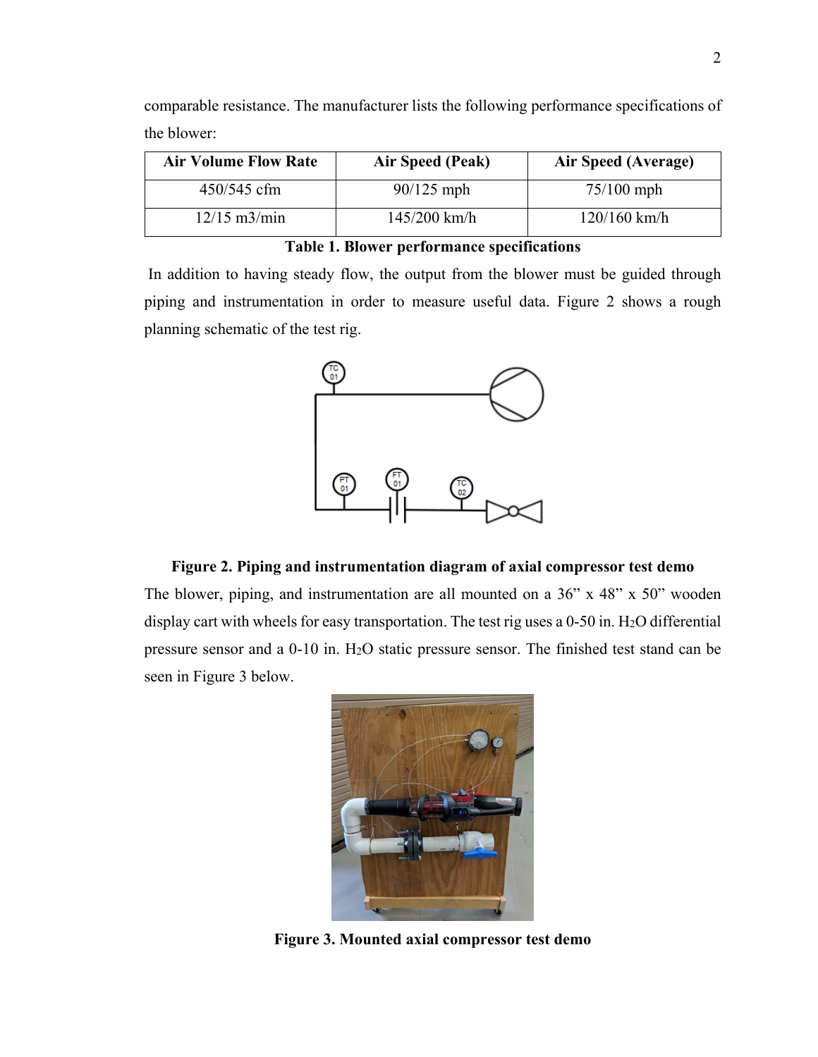comparable resistance. The manufacturer lists the following performance specifications of the blower:

| Air Volume Flow Rate | Air Speed (Peak) | Air Speed (Average) |
| --- | --- | --- |
| 450/545 cfm | 90/125 mph | 75/100 mph |
| 12/15 m3/min | 145/200 km/h | 120/160 km/h |

**Table 1. Blower performance specifications**

In addition to having steady flow, the output from the blower must be guided through piping and instrumentation in order to measure useful data. Figure 2 shows a rough planning schematic of the test rig.

**Figure 2. Piping and instrumentation diagram of axial compressor test demo**

The blower, piping, and instrumentation are all mounted on a 36" x 48" x 50" wooden display cart with wheels for easy transportation. The test rig uses a 0-50 in. $H_2O$ differential pressure sensor and a 0-10 in. $H_2O$ static pressure sensor. The finished test stand can be seen in Figure 3 below.

**Figure 3. Mounted axial compressor test demo**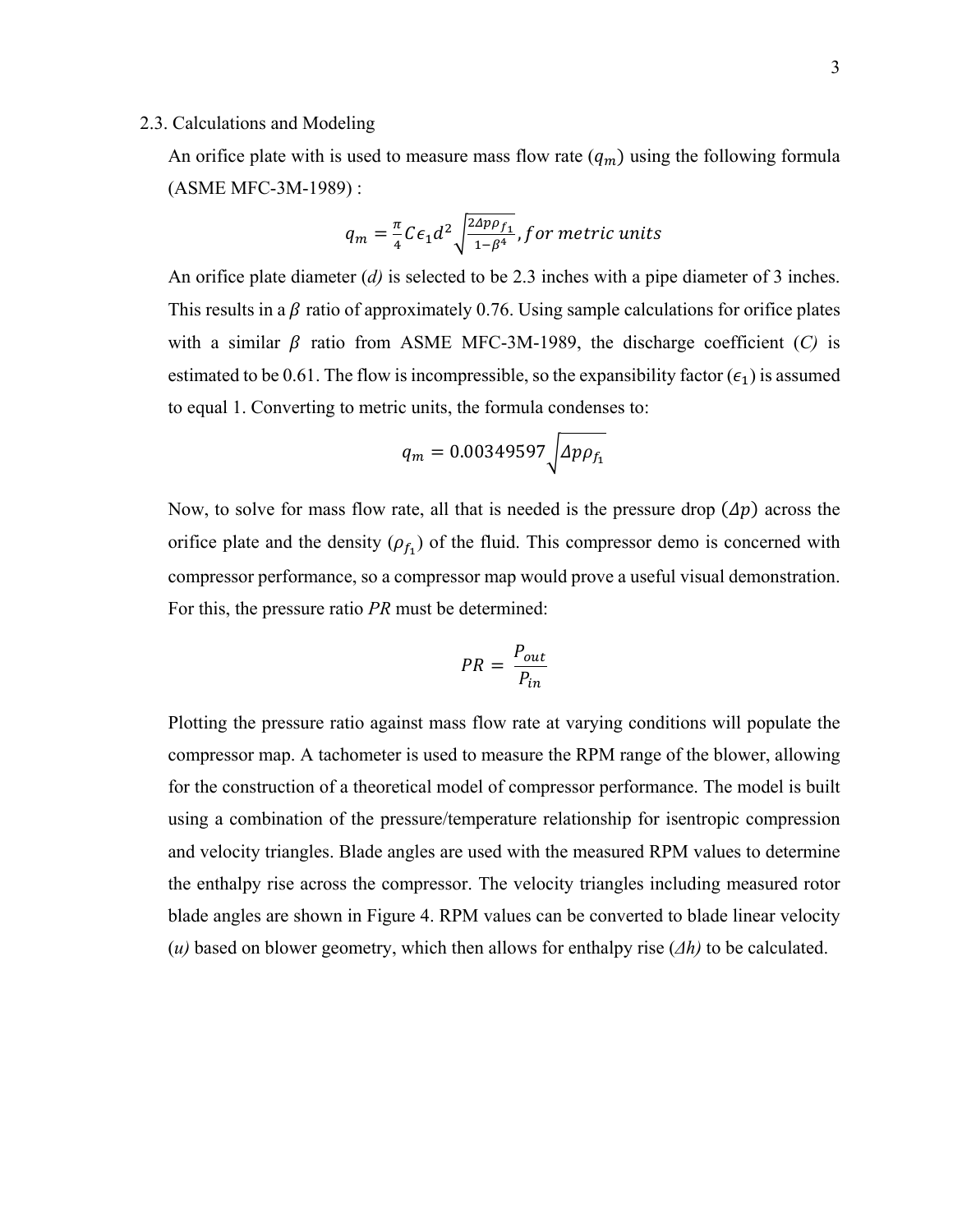2.3. Calculations and Modeling

An orifice plate with is used to measure mass flow rate ($q_m$) using the following formula (ASME MFC-3M-1989) :

$$q_m = \frac{\pi}{4} C \epsilon_1 d^2 \sqrt{\frac{2\Delta p \rho_{f_1}}{1-\beta^4}}, for\ metric\ units$$

An orifice plate diameter (*d)* is selected to be 2.3 inches with a pipe diameter of 3 inches. This results in a $\beta$ ratio of approximately 0.76. Using sample calculations for orifice plates with a similar $\beta$ ratio from ASME MFC-3M-1989, the discharge coefficient (*C)* is estimated to be 0.61. The flow is incompressible, so the expansibility factor ($\epsilon_1$) is assumed to equal 1. Converting to metric units, the formula condenses to:

$$q_m = 0.00349597 \sqrt{\Delta p \rho_{f_1}}$$

Now, to solve for mass flow rate, all that is needed is the pressure drop ($\Delta p$) across the orifice plate and the density ($\rho_{f_1}$) of the fluid. This compressor demo is concerned with compressor performance, so a compressor map would prove a useful visual demonstration. For this, the pressure ratio *PR* must be determined:

$$PR = \frac{P_{out}}{P_{in}}$$

Plotting the pressure ratio against mass flow rate at varying conditions will populate the compressor map. A tachometer is used to measure the RPM range of the blower, allowing for the construction of a theoretical model of compressor performance. The model is built using a combination of the pressure/temperature relationship for isentropic compression and velocity triangles. Blade angles are used with the measured RPM values to determine the enthalpy rise across the compressor. The velocity triangles including measured rotor blade angles are shown in Figure 4. RPM values can be converted to blade linear velocity (*u)* based on blower geometry, which then allows for enthalpy rise (*Δh)* to be calculated.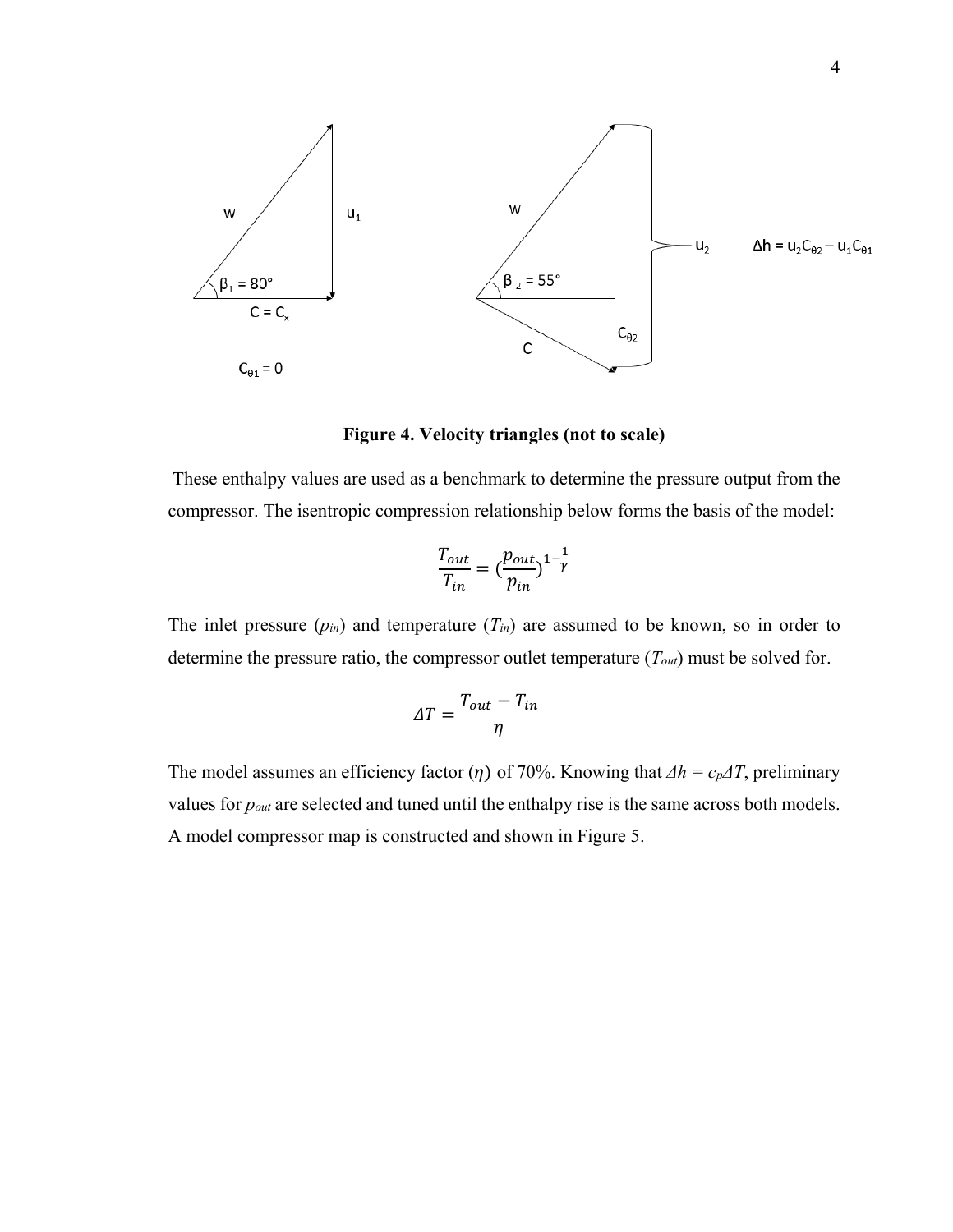**Figure 4. Velocity triangles (not to scale)**

These enthalpy values are used as a benchmark to determine the pressure output from the compressor. The isentropic compression relationship below forms the basis of the model:

$$\frac{T_{out}}{T_{in}} = \left(\frac{p_{out}}{p_{in}}\right)^{1-\frac{1}{\gamma}}$$

The inlet pressure ($p_{in}$) and temperature ($T_{in}$) are assumed to be known, so in order to determine the pressure ratio, the compressor outlet temperature ($T_{out}$) must be solved for.

$$\Delta T = \frac{T_{out} - T_{in}}{\eta}$$

The model assumes an efficiency factor ($\eta$) of 70%. Knowing that $\Delta h = c_p \Delta T$, preliminary values for $p_{out}$ are selected and tuned until the enthalpy rise is the same across both models. A model compressor map is constructed and shown in Figure 5.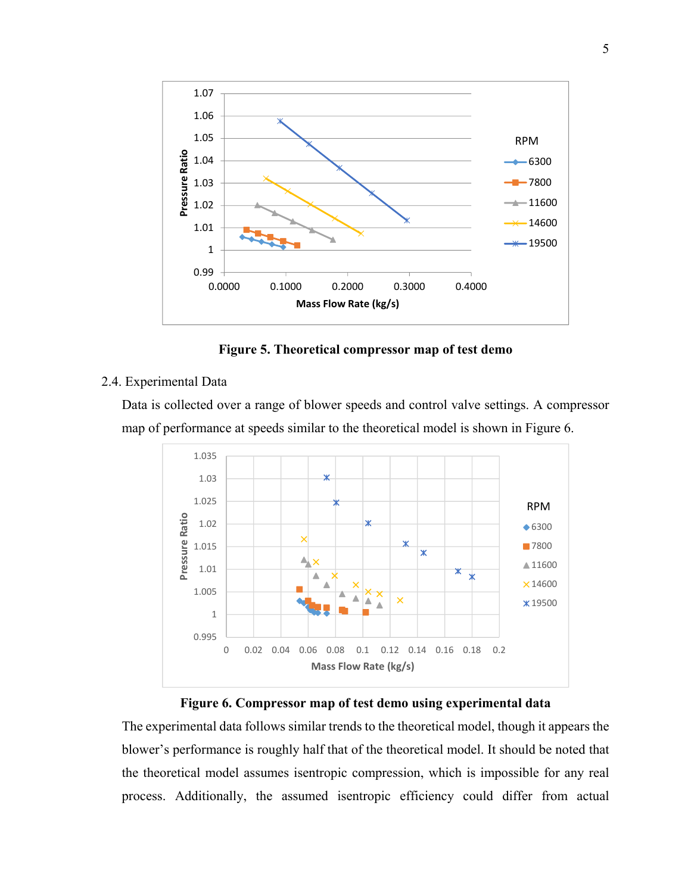Figure 5. Theoretical compressor map of test demo

2.4. Experimental Data

Data is collected over a range of blower speeds and control valve settings. A compressor map of performance at speeds similar to the theoretical model is shown in Figure 6.

Figure 6. Compressor map of test demo using experimental data

The experimental data follows similar trends to the theoretical model, though it appears the blower's performance is roughly half that of the theoretical model. It should be noted that the theoretical model assumes isentropic compression, which is impossible for any real process. Additionally, the assumed isentropic efficiency could differ from actual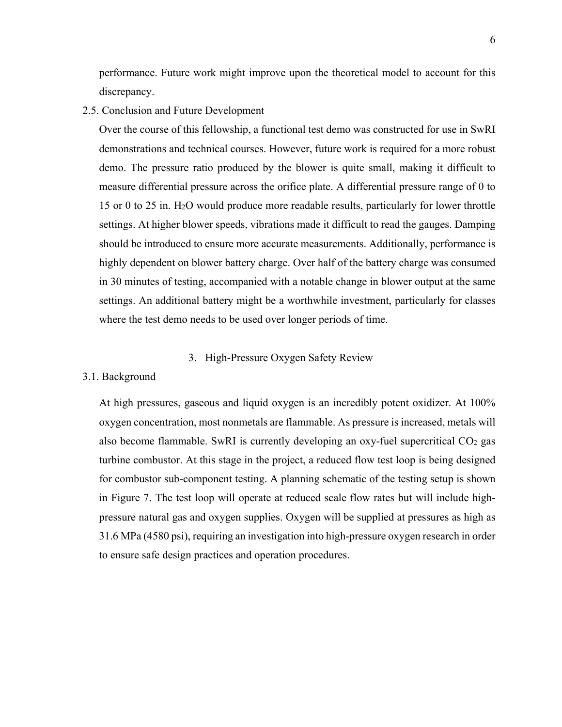performance. Future work might improve upon the theoretical model to account for this discrepancy.

## 2.5. Conclusion and Future Development

Over the course of this fellowship, a functional test demo was constructed for use in SwRI demonstrations and technical courses. However, future work is required for a more robust demo. The pressure ratio produced by the blower is quite small, making it difficult to measure differential pressure across the orifice plate. A differential pressure range of 0 to 15 or 0 to 25 in. $H_2O$ would produce more readable results, particularly for lower throttle settings. At higher blower speeds, vibrations made it difficult to read the gauges. Damping should be introduced to ensure more accurate measurements. Additionally, performance is highly dependent on blower battery charge. Over half of the battery charge was consumed in 30 minutes of testing, accompanied with a notable change in blower output at the same settings. An additional battery might be a worthwhile investment, particularly for classes where the test demo needs to be used over longer periods of time.

# 3. High-Pressure Oxygen Safety Review

## 3.1. Background

At high pressures, gaseous and liquid oxygen is an incredibly potent oxidizer. At 100% oxygen concentration, most nonmetals are flammable. As pressure is increased, metals will also become flammable. SwRI is currently developing an oxy-fuel supercritical $CO_2$ gas turbine combustor. At this stage in the project, a reduced flow test loop is being designed for combustor sub-component testing. A planning schematic of the testing setup is shown in Figure 7. The test loop will operate at reduced scale flow rates but will include high-pressure natural gas and oxygen supplies. Oxygen will be supplied at pressures as high as 31.6 MPa (4580 psi), requiring an investigation into high-pressure oxygen research in order to ensure safe design practices and operation procedures.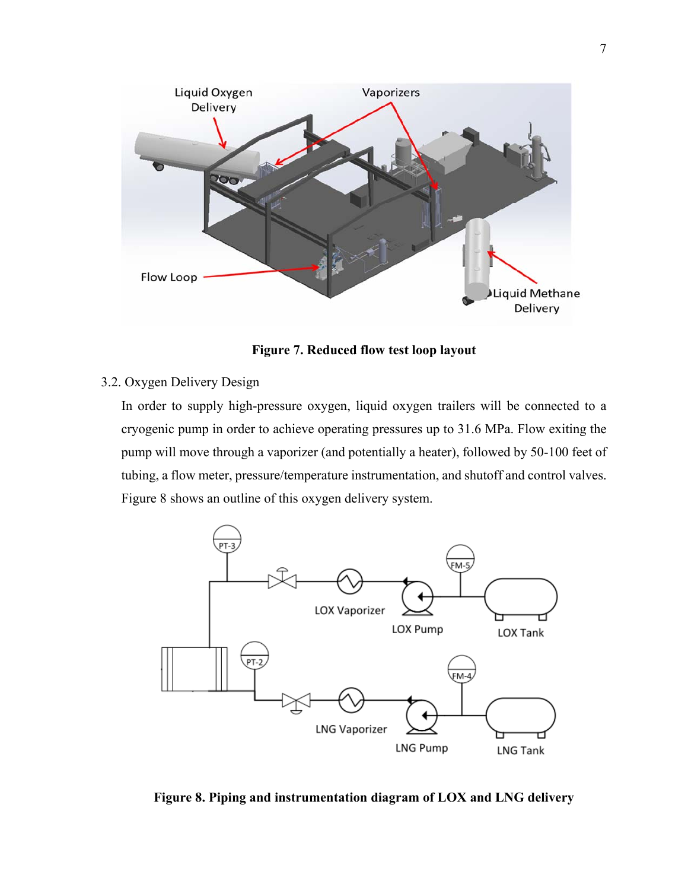**Figure 7. Reduced flow test loop layout**

3.2. Oxygen Delivery Design

In order to supply high-pressure oxygen, liquid oxygen trailers will be connected to a cryogenic pump in order to achieve operating pressures up to 31.6 MPa. Flow exiting the pump will move through a vaporizer (and potentially a heater), followed by 50-100 feet of tubing, a flow meter, pressure/temperature instrumentation, and shutoff and control valves. Figure 8 shows an outline of this oxygen delivery system.

**Figure 8. Piping and instrumentation diagram of LOX and LNG delivery**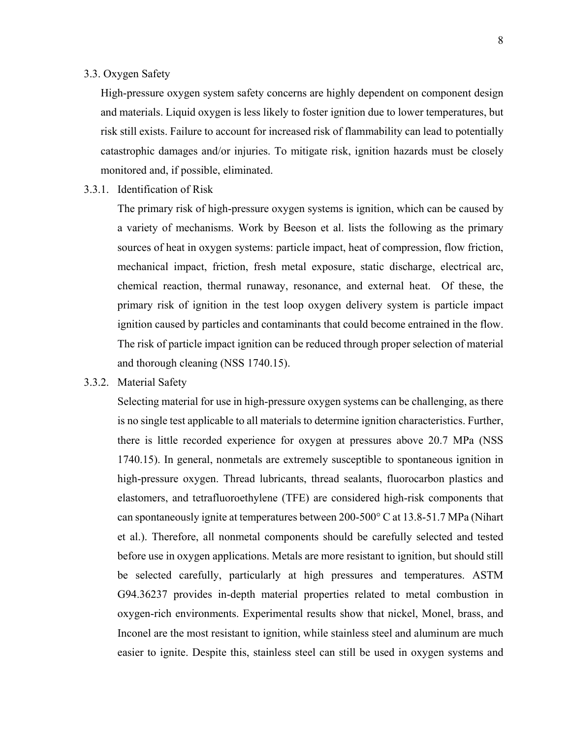### 3.3. Oxygen Safety

High-pressure oxygen system safety concerns are highly dependent on component design and materials. Liquid oxygen is less likely to foster ignition due to lower temperatures, but risk still exists. Failure to account for increased risk of flammability can lead to potentially catastrophic damages and/or injuries. To mitigate risk, ignition hazards must be closely monitored and, if possible, eliminated.

#### 3.3.1. Identification of Risk

The primary risk of high-pressure oxygen systems is ignition, which can be caused by a variety of mechanisms. Work by Beeson et al. lists the following as the primary sources of heat in oxygen systems: particle impact, heat of compression, flow friction, mechanical impact, friction, fresh metal exposure, static discharge, electrical arc, chemical reaction, thermal runaway, resonance, and external heat. Of these, the primary risk of ignition in the test loop oxygen delivery system is particle impact ignition caused by particles and contaminants that could become entrained in the flow. The risk of particle impact ignition can be reduced through proper selection of material and thorough cleaning (NSS 1740.15).

#### 3.3.2. Material Safety

Selecting material for use in high-pressure oxygen systems can be challenging, as there is no single test applicable to all materials to determine ignition characteristics. Further, there is little recorded experience for oxygen at pressures above 20.7 MPa (NSS 1740.15). In general, nonmetals are extremely susceptible to spontaneous ignition in high-pressure oxygen. Thread lubricants, thread sealants, fluorocarbon plastics and elastomers, and tetrafluoroethylene (TFE) are considered high-risk components that can spontaneously ignite at temperatures between 200-500° C at 13.8-51.7 MPa (Nihart et al.). Therefore, all nonmetal components should be carefully selected and tested before use in oxygen applications. Metals are more resistant to ignition, but should still be selected carefully, particularly at high pressures and temperatures. ASTM G94.36237 provides in-depth material properties related to metal combustion in oxygen-rich environments. Experimental results show that nickel, Monel, brass, and Inconel are the most resistant to ignition, while stainless steel and aluminum are much easier to ignite. Despite this, stainless steel can still be used in oxygen systems and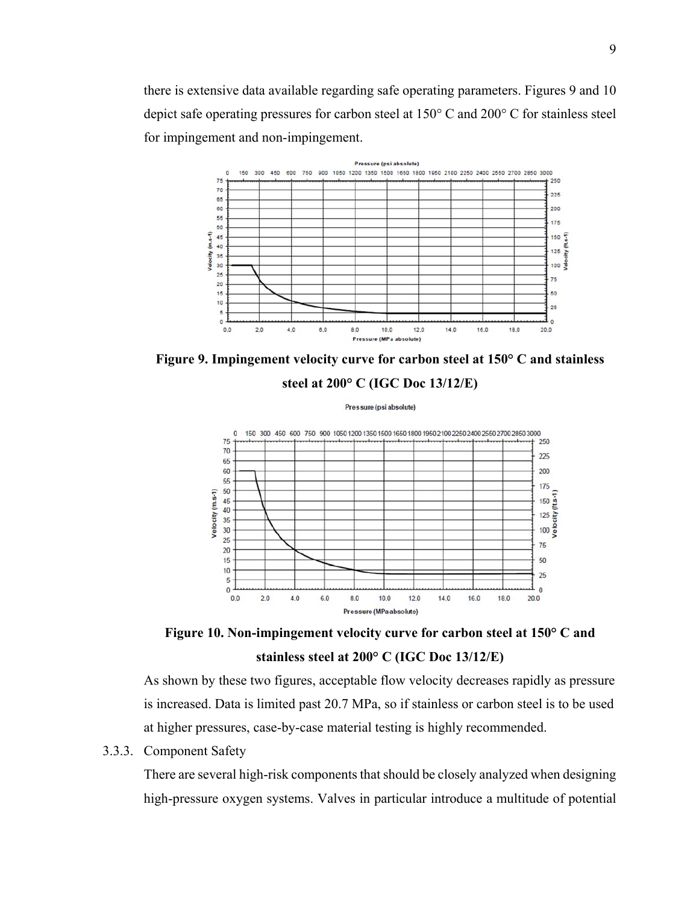there is extensive data available regarding safe operating parameters. Figures 9 and 10 depict safe operating pressures for carbon steel at 150° C and 200° C for stainless steel for impingement and non-impingement.

**Figure 9. Impingement velocity curve for carbon steel at 150° C and stainless steel at 200° C (IGC Doc 13/12/E)**

**Figure 10. Non-impingement velocity curve for carbon steel at 150° C and stainless steel at 200° C (IGC Doc 13/12/E)**

As shown by these two figures, acceptable flow velocity decreases rapidly as pressure is increased. Data is limited past 20.7 MPa, so if stainless or carbon steel is to be used at higher pressures, case-by-case material testing is highly recommended.

### 3.3.3. Component Safety

There are several high-risk components that should be closely analyzed when designing high-pressure oxygen systems. Valves in particular introduce a multitude of potential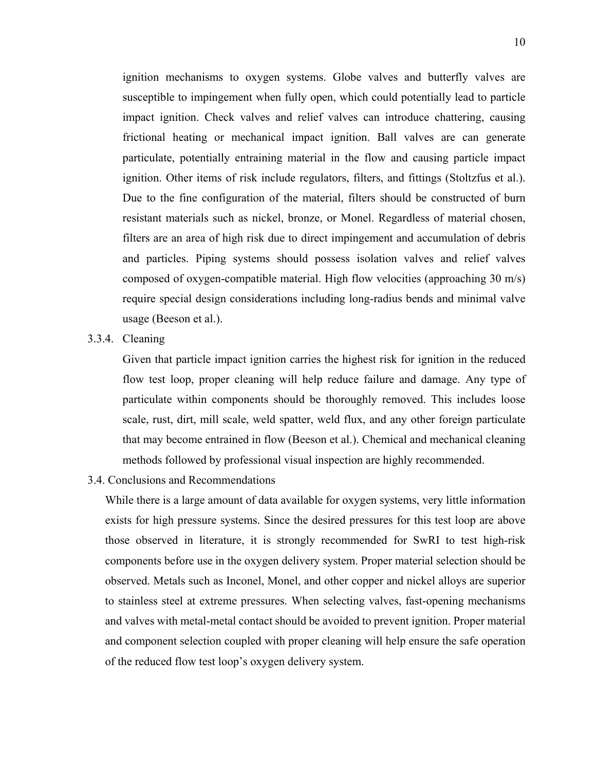ignition mechanisms to oxygen systems. Globe valves and butterfly valves are susceptible to impingement when fully open, which could potentially lead to particle impact ignition. Check valves and relief valves can introduce chattering, causing frictional heating or mechanical impact ignition. Ball valves are can generate particulate, potentially entraining material in the flow and causing particle impact ignition. Other items of risk include regulators, filters, and fittings (Stoltzfus et al.). Due to the fine configuration of the material, filters should be constructed of burn resistant materials such as nickel, bronze, or Monel. Regardless of material chosen, filters are an area of high risk due to direct impingement and accumulation of debris and particles. Piping systems should possess isolation valves and relief valves composed of oxygen-compatible material. High flow velocities (approaching 30 m/s) require special design considerations including long-radius bends and minimal valve usage (Beeson et al.).

#### 3.3.4. Cleaning

Given that particle impact ignition carries the highest risk for ignition in the reduced flow test loop, proper cleaning will help reduce failure and damage. Any type of particulate within components should be thoroughly removed. This includes loose scale, rust, dirt, mill scale, weld spatter, weld flux, and any other foreign particulate that may become entrained in flow (Beeson et al.). Chemical and mechanical cleaning methods followed by professional visual inspection are highly recommended.

### 3.4. Conclusions and Recommendations

While there is a large amount of data available for oxygen systems, very little information exists for high pressure systems. Since the desired pressures for this test loop are above those observed in literature, it is strongly recommended for SwRI to test high-risk components before use in the oxygen delivery system. Proper material selection should be observed. Metals such as Inconel, Monel, and other copper and nickel alloys are superior to stainless steel at extreme pressures. When selecting valves, fast-opening mechanisms and valves with metal-metal contact should be avoided to prevent ignition. Proper material and component selection coupled with proper cleaning will help ensure the safe operation of the reduced flow test loop's oxygen delivery system.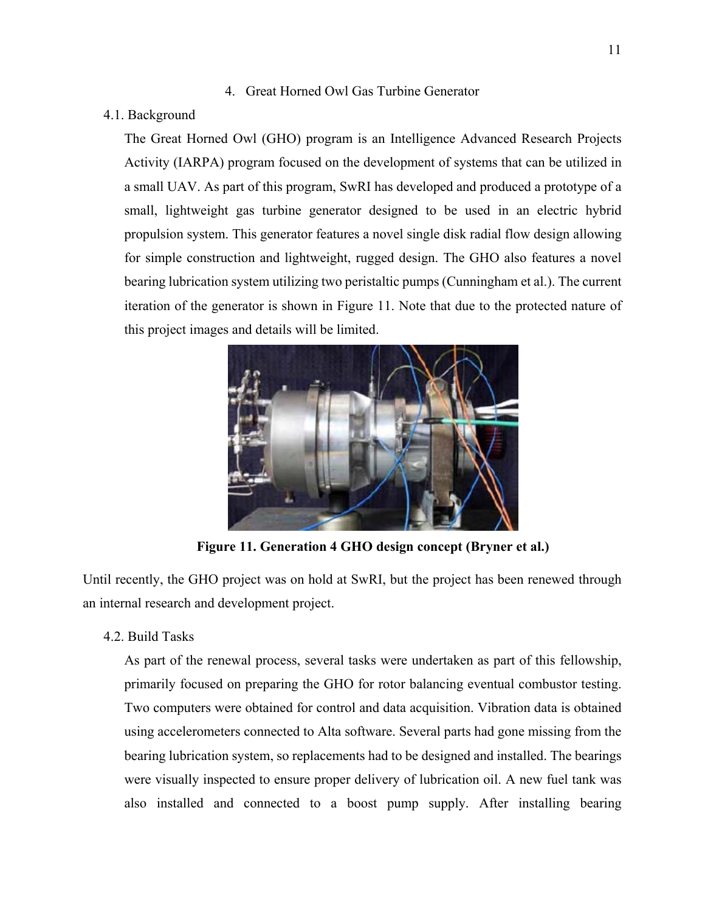## 4. Great Horned Owl Gas Turbine Generator

### 4.1. Background

The Great Horned Owl (GHO) program is an Intelligence Advanced Research Projects Activity (IARPA) program focused on the development of systems that can be utilized in a small UAV. As part of this program, SwRI has developed and produced a prototype of a small, lightweight gas turbine generator designed to be used in an electric hybrid propulsion system. This generator features a novel single disk radial flow design allowing for simple construction and lightweight, rugged design. The GHO also features a novel bearing lubrication system utilizing two peristaltic pumps (Cunningham et al.). The current iteration of the generator is shown in Figure 11. Note that due to the protected nature of this project images and details will be limited.

**Figure 11. Generation 4 GHO design concept (Bryner et al.)**

Until recently, the GHO project was on hold at SwRI, but the project has been renewed through an internal research and development project.

### 4.2. Build Tasks

As part of the renewal process, several tasks were undertaken as part of this fellowship, primarily focused on preparing the GHO for rotor balancing eventual combustor testing. Two computers were obtained for control and data acquisition. Vibration data is obtained using accelerometers connected to Alta software. Several parts had gone missing from the bearing lubrication system, so replacements had to be designed and installed. The bearings were visually inspected to ensure proper delivery of lubrication oil. A new fuel tank was also installed and connected to a boost pump supply. After installing bearing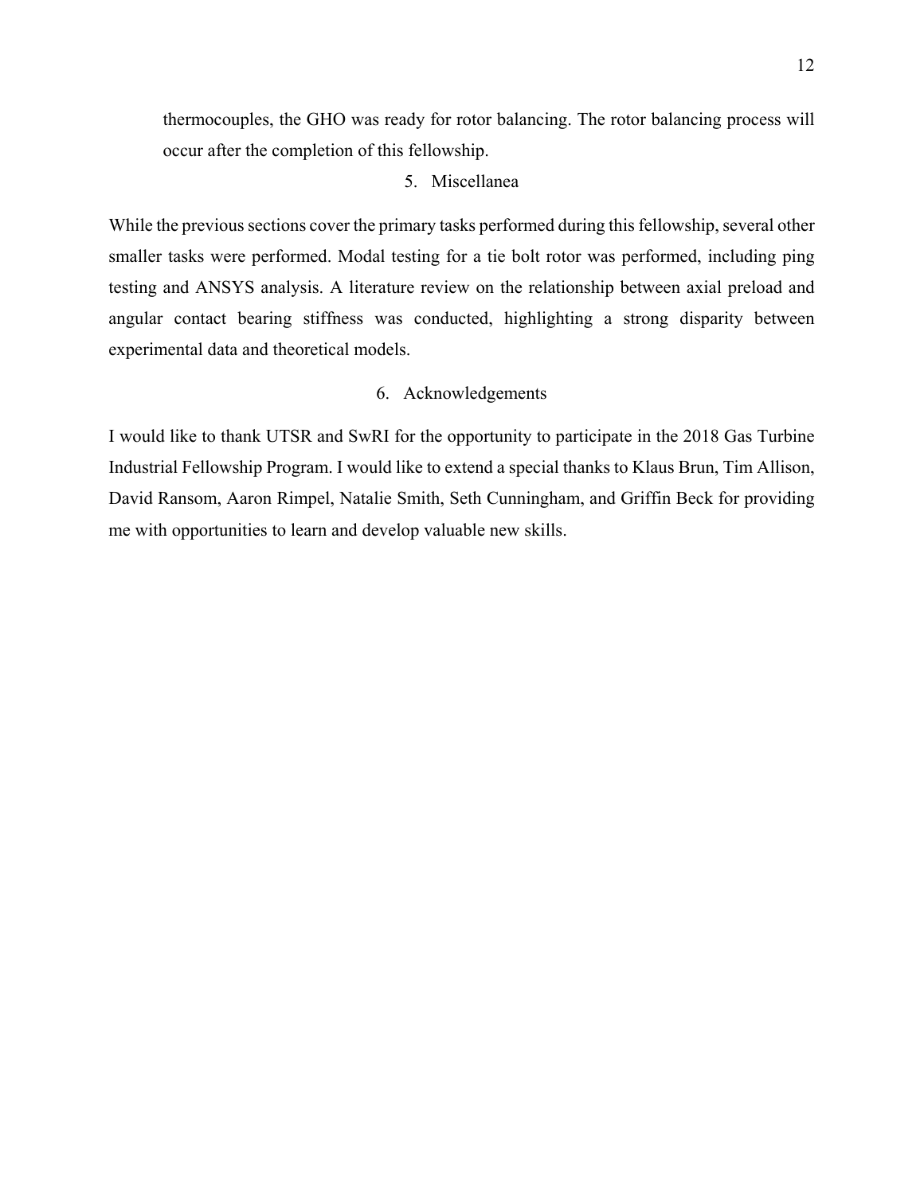thermocouples, the GHO was ready for rotor balancing. The rotor balancing process will occur after the completion of this fellowship.

## 5. Miscellanea

While the previous sections cover the primary tasks performed during this fellowship, several other smaller tasks were performed. Modal testing for a tie bolt rotor was performed, including ping testing and ANSYS analysis. A literature review on the relationship between axial preload and angular contact bearing stiffness was conducted, highlighting a strong disparity between experimental data and theoretical models.

## 6. Acknowledgements

I would like to thank UTSR and SwRI for the opportunity to participate in the 2018 Gas Turbine Industrial Fellowship Program. I would like to extend a special thanks to Klaus Brun, Tim Allison, David Ransom, Aaron Rimpel, Natalie Smith, Seth Cunningham, and Griffin Beck for providing me with opportunities to learn and develop valuable new skills.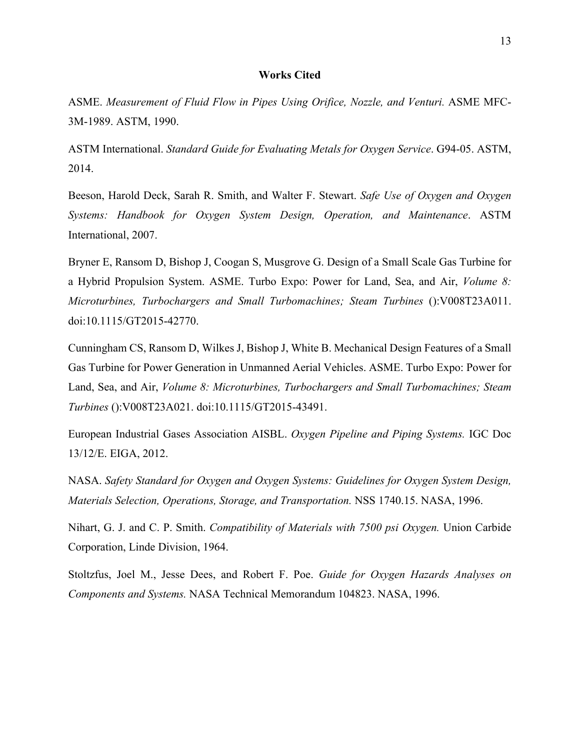**Works Cited**

ASME. *Measurement of Fluid Flow in Pipes Using Orifice, Nozzle, and Venturi.* ASME MFC-3M-1989. ASTM, 1990.

ASTM International. *Standard Guide for Evaluating Metals for Oxygen Service*. G94-05. ASTM, 2014.

Beeson, Harold Deck, Sarah R. Smith, and Walter F. Stewart. *Safe Use of Oxygen and Oxygen Systems: Handbook for Oxygen System Design, Operation, and Maintenance*. ASTM International, 2007.

Bryner E, Ransom D, Bishop J, Coogan S, Musgrove G. Design of a Small Scale Gas Turbine for a Hybrid Propulsion System. ASME. Turbo Expo: Power for Land, Sea, and Air, *Volume 8: Microturbines, Turbochargers and Small Turbomachines; Steam Turbines* ():V008T23A011. doi:10.1115/GT2015-42770.

Cunningham CS, Ransom D, Wilkes J, Bishop J, White B. Mechanical Design Features of a Small Gas Turbine for Power Generation in Unmanned Aerial Vehicles. ASME. Turbo Expo: Power for Land, Sea, and Air, *Volume 8: Microturbines, Turbochargers and Small Turbomachines; Steam Turbines* ():V008T23A021. doi:10.1115/GT2015-43491.

European Industrial Gases Association AISBL. *Oxygen Pipeline and Piping Systems.* IGC Doc 13/12/E. EIGA, 2012.

NASA. *Safety Standard for Oxygen and Oxygen Systems: Guidelines for Oxygen System Design, Materials Selection, Operations, Storage, and Transportation.* NSS 1740.15. NASA, 1996.

Nihart, G. J. and C. P. Smith. *Compatibility of Materials with 7500 psi Oxygen.* Union Carbide Corporation, Linde Division, 1964.

Stoltzfus, Joel M., Jesse Dees, and Robert F. Poe. *Guide for Oxygen Hazards Analyses on Components and Systems.* NASA Technical Memorandum 104823. NASA, 1996.